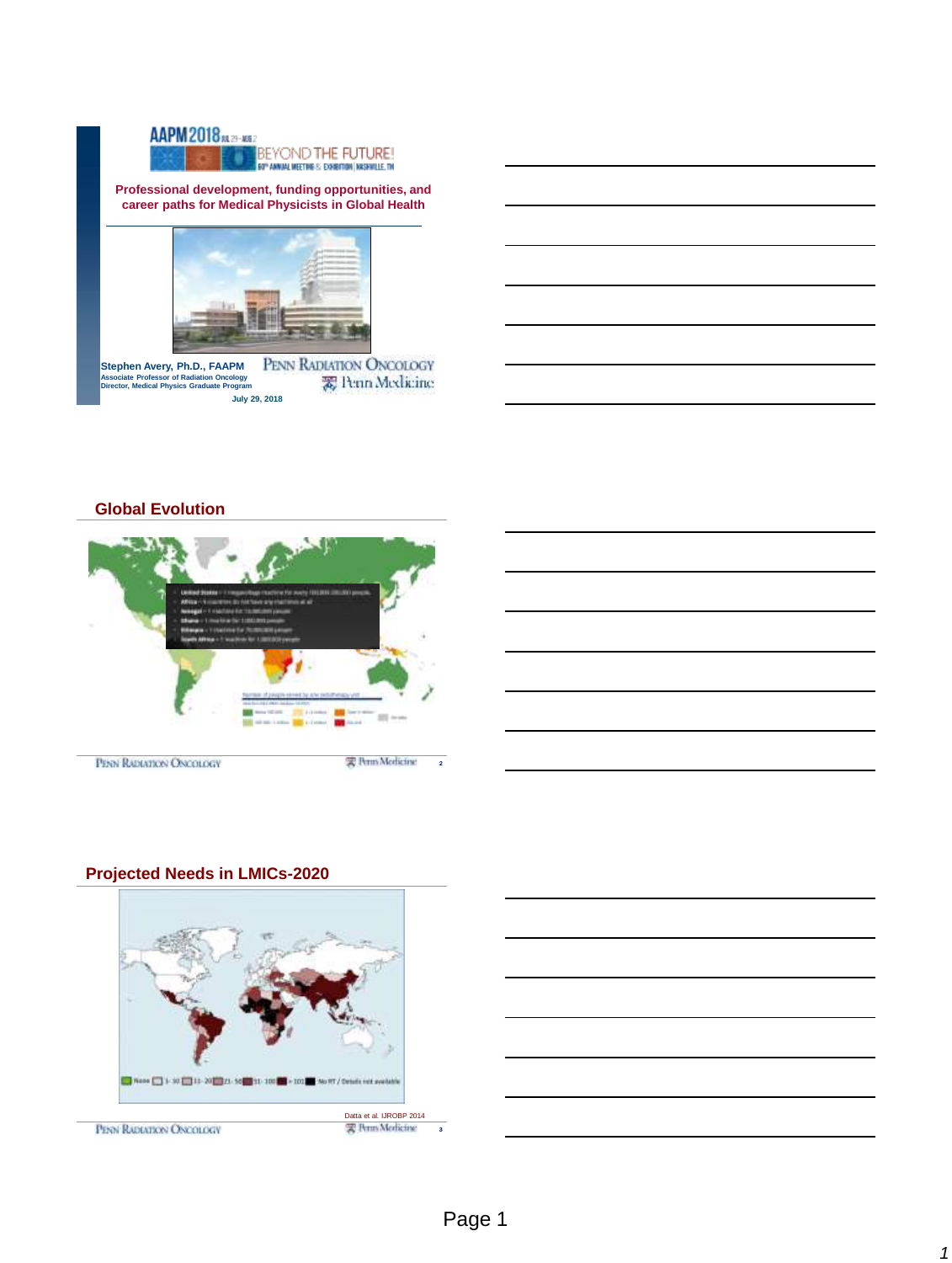AAPM 2018 JUL 29 – AUG 2
BEYOND THE FUTURE!
60th ANNUAL MEETING & EXHIBITION | NASHVILLE, TN

## Professional development, funding opportunities, and career paths for Medical Physicists in Global Health

**Stephen Avery, Ph.D., FAAPM**
Associate Professor of Radiation Oncology
Director, Medical Physics Graduate Program

July 29, 2018

Penn Radiation Oncology
Penn Medicine

---

## Global Evolution

- **United States** – 1 megavoltage machine for every 100,000-200,000 people
- **Africa** – 6 countries do not have any machines at all
- **Senegal** – 1 machine for 13,000,000 people
- **Ghana** – 1 machine for 3,000,000 people
- **Ethiopia** – 1 machine for 70,000,000 people
- **South Africa** – 1 machine for 1,000,000 people

---

## Projected Needs in LMICs-2020

None | 1-10 | 11-20 | 21-50 | 51-100 | >101 | No RT / Details not available

Datta et al. IJROBP 2014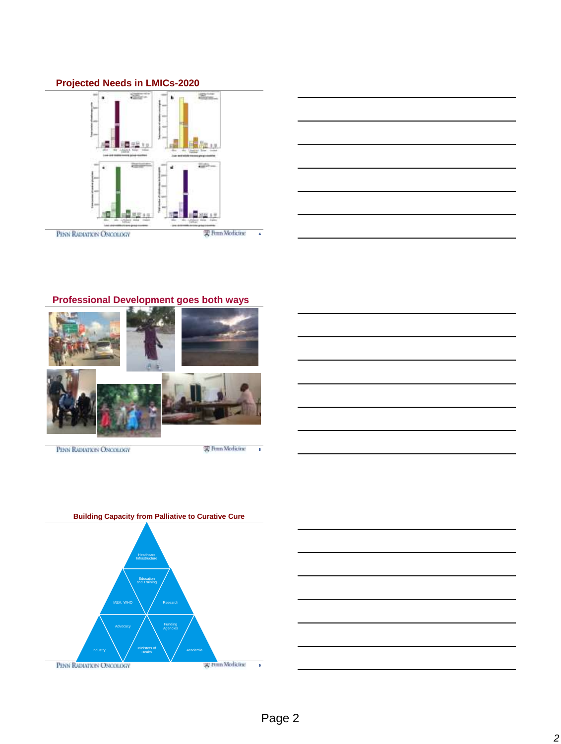## Projected Needs in LMICs-2020

## Professional Development goes both ways

## Building Capacity from Palliative to Curative Cure

Healthcare Infrastructure

Education and Training

IAEA, WHO

Research

Advocacy

Funding Agencies

Industry

Ministers of Health

Academia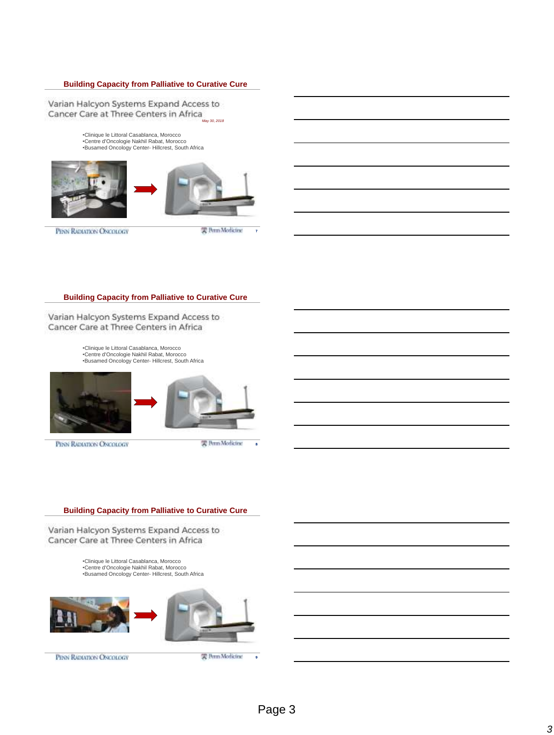## Building Capacity from Palliative to Curative Cure

Varian Halcyon Systems Expand Access to Cancer Care at Three Centers in Africa

*May 30, 2018*

- Clinique le Littoral Casablanca, Morocco
- Centre d'Oncologie Nakhil Rabat, Morocco
- Busamed Oncology Center- Hillcrest, South Africa

## Building Capacity from Palliative to Curative Cure

Varian Halcyon Systems Expand Access to Cancer Care at Three Centers in Africa

- Clinique le Littoral Casablanca, Morocco
- Centre d'Oncologie Nakhil Rabat, Morocco
- Busamed Oncology Center- Hillcrest, South Africa

## Building Capacity from Palliative to Curative Cure

Varian Halcyon Systems Expand Access to Cancer Care at Three Centers in Africa

- Clinique le Littoral Casablanca, Morocco
- Centre d'Oncologie Nakhil Rabat, Morocco
- Busamed Oncology Center- Hillcrest, South Africa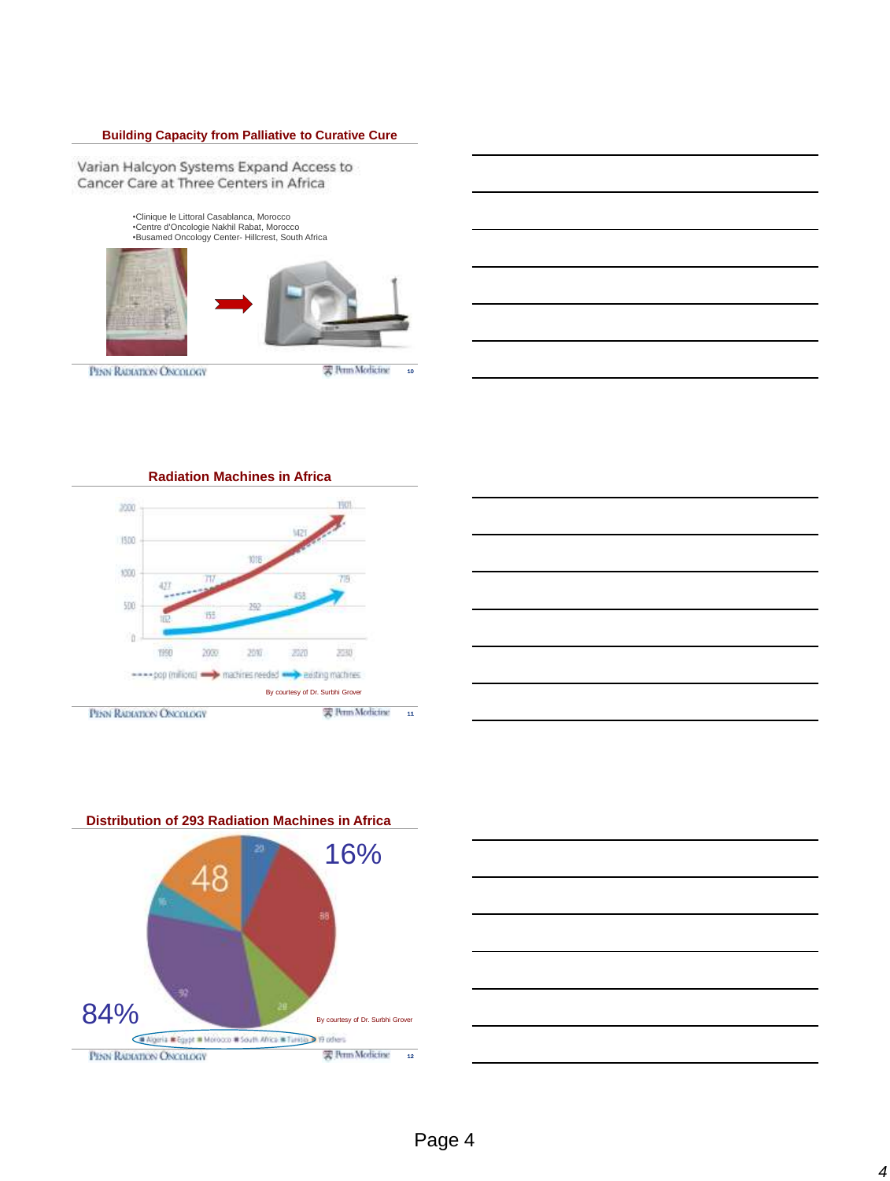## Building Capacity from Palliative to Curative Cure

Varian Halcyon Systems Expand Access to Cancer Care at Three Centers in Africa

- Clinique le Littoral Casablanca, Morocco
- Centre d'Oncologie Nakhil Rabat, Morocco
- Busamed Oncology Center- Hillcrest, South Africa

## Radiation Machines in Africa

| | 1990 | 2000 | 2010 | 2020 | 2030 |
|---|---|---|---|---|---|
| machines needed | 427 | 717 | 1018 | 1421 | 1901 |
| existing machines | 102 | 155 | 292 | 458 | 779 |

---- pop (millions) → machines needed → existing machines

By courtesy of Dr. Surbhi Grover

## Distribution of 293 Radiation Machines in Africa

16%

84%

48, 20, 88, 28, 92, 16

Algeria, Egypt, Morocco, South Africa, Tunisia, 19 others

By courtesy of Dr. Surbhi Grover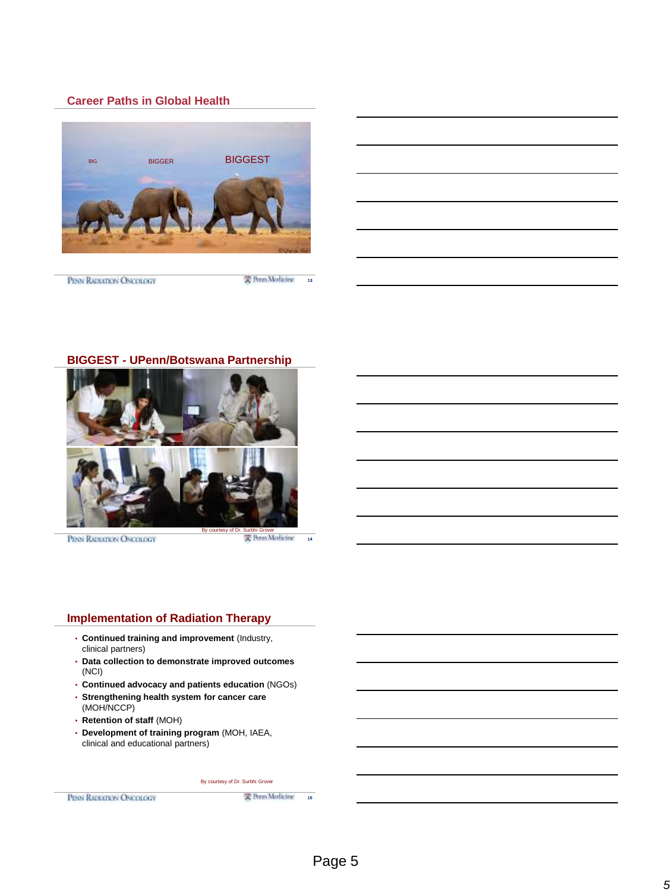## Career Paths in Global Health

BIG BIGGER BIGGEST

## BIGGEST - UPenn/Botswana Partnership

By courtesy of Dr. Surbhi Grover

## Implementation of Radiation Therapy

- **Continued training and improvement** (Industry, clinical partners)
- **Data collection to demonstrate improved outcomes** (NCI)
- **Continued advocacy and patients education** (NGOs)
- **Strengthening health system for cancer care** (MOH/NCCP)
- **Retention of staff** (MOH)
- **Development of training program** (MOH, IAEA, clinical and educational partners)

By courtesy of Dr. Surbhi Grover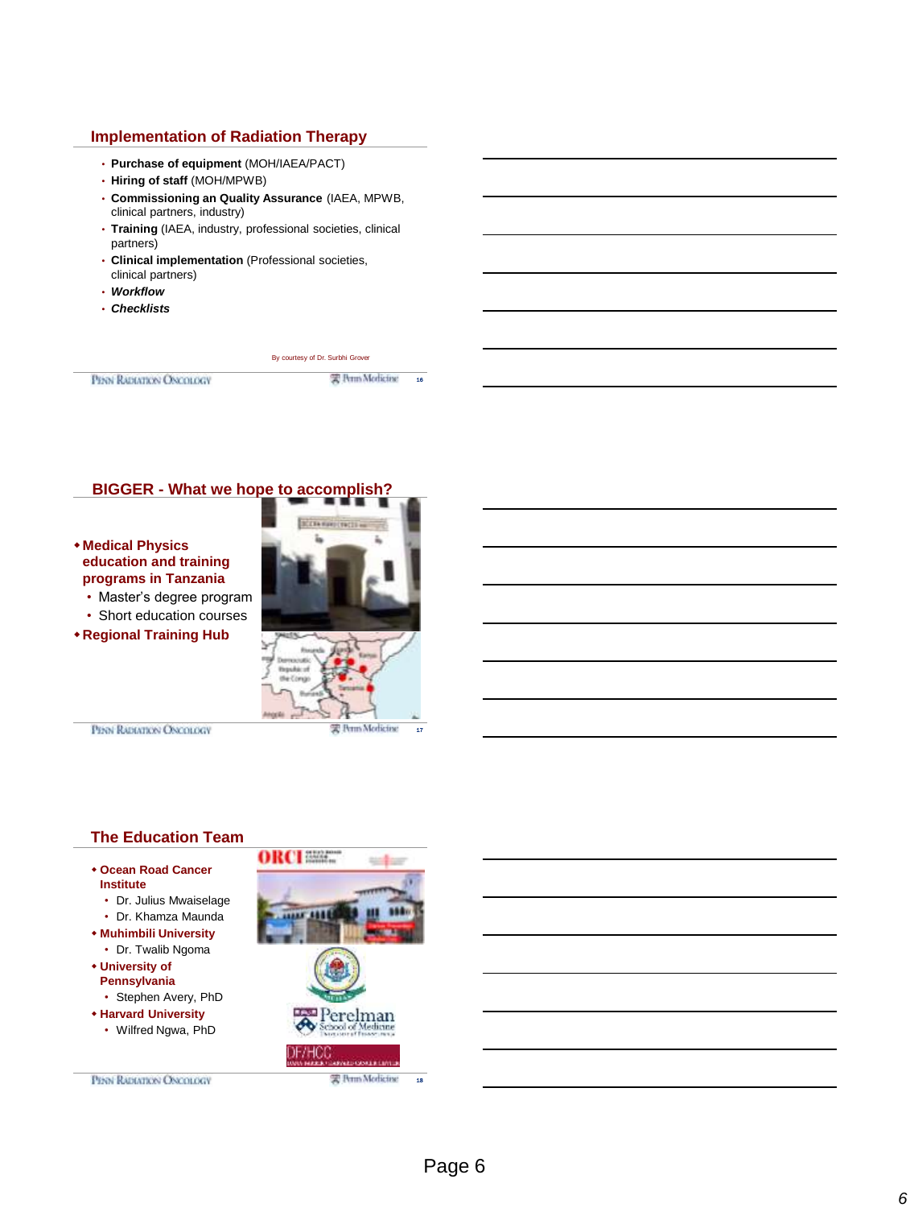## Implementation of Radiation Therapy

- **Purchase of equipment** (MOH/IAEA/PACT)
- **Hiring of staff** (MOH/MPWB)
- **Commissioning an Quality Assurance** (IAEA, MPWB, clinical partners, industry)
- **Training** (IAEA, industry, professional societies, clinical partners)
- **Clinical implementation** (Professional societies, clinical partners)
- ***Workflow***
- ***Checklists***

By courtesy of Dr. Surbhi Grover

## BIGGER - What we hope to accomplish?

- **Medical Physics education and training programs in Tanzania**
  - Master's degree program
  - Short education courses
- **Regional Training Hub**

## The Education Team

- **Ocean Road Cancer Institute**
  - Dr. Julius Mwaiselage
  - Dr. Khamza Maunda
- **Muhimbili University**
  - Dr. Twalib Ngoma
- **University of Pennsylvania**
  - Stephen Avery, PhD
- **Harvard University**
  - Wilfred Ngwa, PhD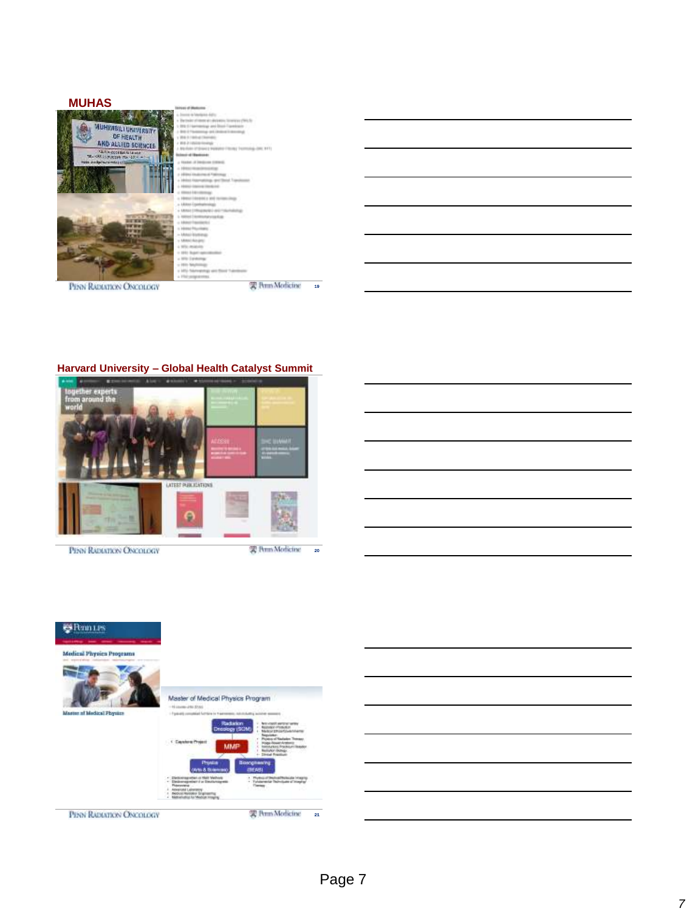## MUHAS

## Harvard University – Global Health Catalyst Summit

Master of Medical Physics Program

Page 7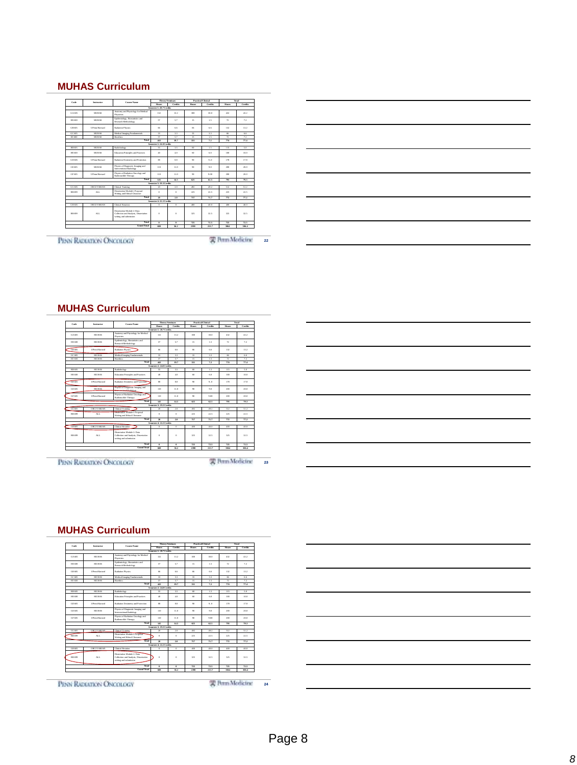## MUHAS Curriculum

| Code | Instructor | Course Name | Theory/Seminars | | Practical/Clinical | | Total | |
|---|---|---|---|---|---|---|---|---|
| | | | Hours | Credits | Hours | Credits | Hours | Credits |
| | | Semester 1: 28.7 Credits | | | | | | |
| GA 605 | MUHAS | Anatomy and Physiology for Medical Physicists | 132 | 13.2 | 300 | 30.0 | 432 | 43.2 |
| EB 608 | MUHAS | Epidemiology, Biostatistics and Research Methodology | 57 | 5.7 | 15 | 1.5 | 72 | 7.2 |
| GB 605 | UPenn/Harvard | Radiation Physics | 66 | 6.6 | 66 | 6.6 | 132 | 13.2 |
| GC 605 | MUHAS | Medical Imaging Fundamentals | 33 | 3.3 | 33 | 3.3 | 66 | 6.6 |
| EE 600 | MUHAS | Bioethics | 57 | 5.7 | 15 | 1.5 | 72 | 7.2 |
| | | Total | 443 | 39.7 | 331 | 7.2 | 774 | 77.4 |
| | | Semester 2: 24.0 Credits | | | | | | |
| RB 605 | MUHAS | Radiobiology | 55 | 3.5 | 60 | 1.5 | 115 | 5.0 |
| HE 600 | MUHAS | Education Principles and Practices | 40 | 4.0 | 60 | 6.0 | 100 | 10.0 |
| GD 605 | UPenn/Harvard | Radiation Dosimetry and Protection | 80 | 8.0 | 90 | 9.0 | 170 | 17.0 |
| GE 605 | MUHAS | Physics of Diagnostic Imaging and Interventional Radiology | 110 | 11.0 | 90 | 9.0 | 200 | 20.0 |
| GF 605 | UPenn/Harvard | Physics of Radiation Oncology and Radionuclide Therapy | 110 | 11.0 | 90 | 9.00 | 200 | 20.0 |
| | | Total | 145 | 14.5 | 625 | 62.5 | 785 | 79.3 |
| | | Semester 3: 19.3 Credits | | | | | | |
| GG 605 | ORCI/VARIAN | Clinical Training | 20 | 2.0 | 492 | 49.2 | 512 | 51.2 |
| RB 699 | ALL | Dissertation Module 1: Proposal Writing and Ethical Clearance | 0 | 0 | 225 | 22.5 | 225 | 22.5 |
| | | Total | 20 | 2.0 | 717 | 71.7 | 772 | 77.2 |
| | | Semester 4: 22.2 Credits | | | | | | |
| GH 605 | ORCI/VARIAN | Clinical Rotation | 0 | 0 | 400 | 40.0 | 400 | 40.0 |
| RB 699 | ALL | Dissertation Module 2: Data Collection and Analysis, Dissertation writing and submission | 0 | 0 | 325 | 32.5 | 325 | 32.5 |
| | | Total | 0 | 0 | 725 | 72.5 | 725 | 72.5 |
| | | Grand Total | 608 | 56.2 | 2398 | 233.7 | 3064 | 306.4 |

## MUHAS Curriculum

| Code | Instructor | Course Name | Theory/Seminars | | Practical/Clinical | | Total | |
|---|---|---|---|---|---|---|---|---|
| | | | Hours | Credits | Hours | Credits | Hours | Credits |
| | | Semester 1: 28.7 Credits | | | | | | |
| GA 605 | MUHAS | Anatomy and Physiology for Medical Physicists | 132 | 13.2 | 300 | 30.0 | 432 | 43.2 |
| EB 608 | MUHAS | Epidemiology, Biostatistics and Research Methodology | 57 | 5.7 | 15 | 1.5 | 72 | 7.2 |
| GB 605 | UPenn/Harvard | Radiation Physics | 66 | 6.6 | 66 | 6.6 | 132 | 13.2 |
| GC 605 | MUHAS | Medical Imaging Fundamentals | 33 | 3.3 | 33 | 3.3 | 66 | 6.6 |
| EE 600 | MUHAS | Bioethics | 57 | 5.7 | 15 | 1.5 | 72 | 7.2 |
| | | Total | 443 | 39.7 | 331 | 7.2 | 774 | 77.4 |
| | | Semester 2: 24.0 Credits | | | | | | |
| RB 605 | MUHAS | Radiobiology | 55 | 3.5 | 60 | 1.5 | 115 | 5.0 |
| HE 600 | MUHAS | Education Principles and Practices | 40 | 4.0 | 60 | 6.0 | 100 | 10.0 |
| GD 605 | UPenn/Harvard | Radiation Dosimetry and Protection | 80 | 8.0 | 90 | 9.0 | 170 | 17.0 |
| GE 605 | MUHAS | Physics of Diagnostic Imaging and Interventional Radiology | 110 | 11.0 | 90 | 9.0 | 200 | 20.0 |
| GF 605 | UPenn/Harvard | Physics of Radiation Oncology and Radionuclide Therapy | 110 | 11.0 | 90 | 9.00 | 200 | 20.0 |
| | | Total | 145 | 14.5 | 625 | 62.5 | 785 | 79.3 |
| | | Semester 3: 19.3 Credits | | | | | | |
| GG 605 | ORCI/VARIAN | Clinical Training | 20 | 2.0 | 492 | 49.2 | 512 | 51.2 |
| RB 699 | ALL | Dissertation Module 1: Proposal Writing and Ethical Clearance | 0 | 0 | 225 | 22.5 | 225 | 22.5 |
| | | Total | 20 | 2.0 | 717 | 71.7 | 772 | 77.2 |
| | | Semester 4: 22.2 Credits | | | | | | |
| GH 605 | ORCI/VARIAN | Clinical Rotation | 0 | 0 | 400 | 40.0 | 400 | 40.0 |
| RB 699 | ALL | Dissertation Module 2: Data Collection and Analysis, Dissertation writing and submission | 0 | 0 | 325 | 32.5 | 325 | 32.5 |
| | | Total | 0 | 0 | 725 | 72.5 | 725 | 72.5 |
| | | Grand Total | 608 | 56.2 | 2398 | 233.7 | 3064 | 306.4 |

## MUHAS Curriculum

| Code | Instructor | Course Name | Theory/Seminars | | Practical/Clinical | | Total | |
|---|---|---|---|---|---|---|---|---|
| | | | Hours | Credits | Hours | Credits | Hours | Credits |
| | | Semester 1: 28.7 Credits | | | | | | |
| GA 605 | MUHAS | Anatomy and Physiology for Medical Physicists | 132 | 13.2 | 300 | 30.0 | 432 | 43.2 |
| EB 608 | MUHAS | Epidemiology, Biostatistics and Research Methodology | 57 | 5.7 | 15 | 1.5 | 72 | 7.2 |
| GB 605 | UPenn/Harvard | Radiation Physics | 66 | 6.6 | 66 | 6.6 | 132 | 13.2 |
| GC 605 | MUHAS | Medical Imaging Fundamentals | 33 | 3.3 | 33 | 3.3 | 66 | 6.6 |
| EE 600 | MUHAS | Bioethics | 57 | 5.7 | 15 | 1.5 | 72 | 7.2 |
| | | Total | 443 | 39.7 | 331 | 7.2 | 774 | 77.4 |
| | | Semester 2: 24.0 Credits | | | | | | |
| RB 605 | MUHAS | Radiobiology | 55 | 3.5 | 60 | 1.5 | 115 | 5.0 |
| HE 600 | MUHAS | Education Principles and Practices | 40 | 4.0 | 60 | 6.0 | 100 | 10.0 |
| GD 605 | UPenn/Harvard | Radiation Dosimetry and Protection | 80 | 8.0 | 90 | 9.0 | 170 | 17.0 |
| GE 605 | MUHAS | Physics of Diagnostic Imaging and Interventional Radiology | 110 | 11.0 | 90 | 9.0 | 200 | 20.0 |
| GF 605 | UPenn/Harvard | Physics of Radiation Oncology and Radionuclide Therapy | 110 | 11.0 | 90 | 9.00 | 200 | 20.0 |
| | | Total | 145 | 14.5 | 625 | 62.5 | 785 | 79.3 |
| | | Semester 3: 19.3 Credits | | | | | | |
| GG 605 | ORCI/VARIAN | Clinical Training | 20 | 2.0 | 492 | 49.2 | 512 | 51.2 |
| RB 699 | ALL | Dissertation Module 1: Proposal Writing and Ethical Clearance | 0 | 0 | 225 | 22.5 | 225 | 22.5 |
| | | Total | 20 | 2.0 | 717 | 71.7 | 772 | 77.2 |
| | | Semester 4: 22.2 Credits | | | | | | |
| GH 605 | ORCI/VARIAN | Clinical Rotation | 0 | 0 | 400 | 40.0 | 400 | 40.0 |
| RB 699 | ALL | Dissertation Module 2: Data Collection and Analysis, Dissertation writing and submission | 0 | 0 | 325 | 32.5 | 325 | 32.5 |
| | | Total | 0 | 0 | 725 | 72.5 | 725 | 72.5 |
| | | Grand Total | 608 | 56.2 | 2398 | 233.7 | 3064 | 306.4 |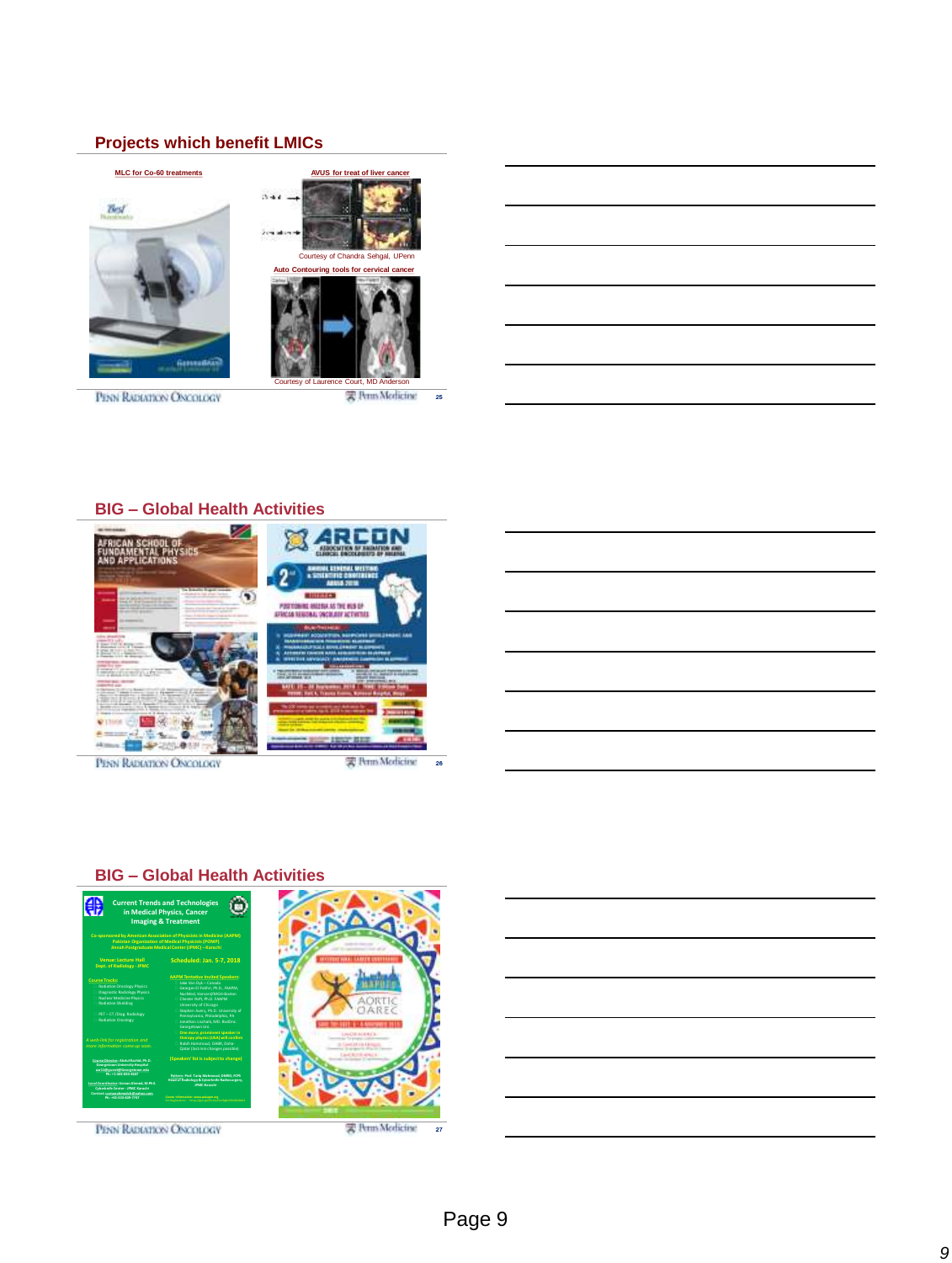## Projects which benefit LMICs

MLC for Co-60 treatments

AVUS for treat of liver cancer

Courtesy of Chandra Sehgal, UPenn

Auto Contouring tools for cervical cancer

Courtesy of Laurence Court, MD Anderson

## BIG – Global Health Activities

## BIG – Global Health Activities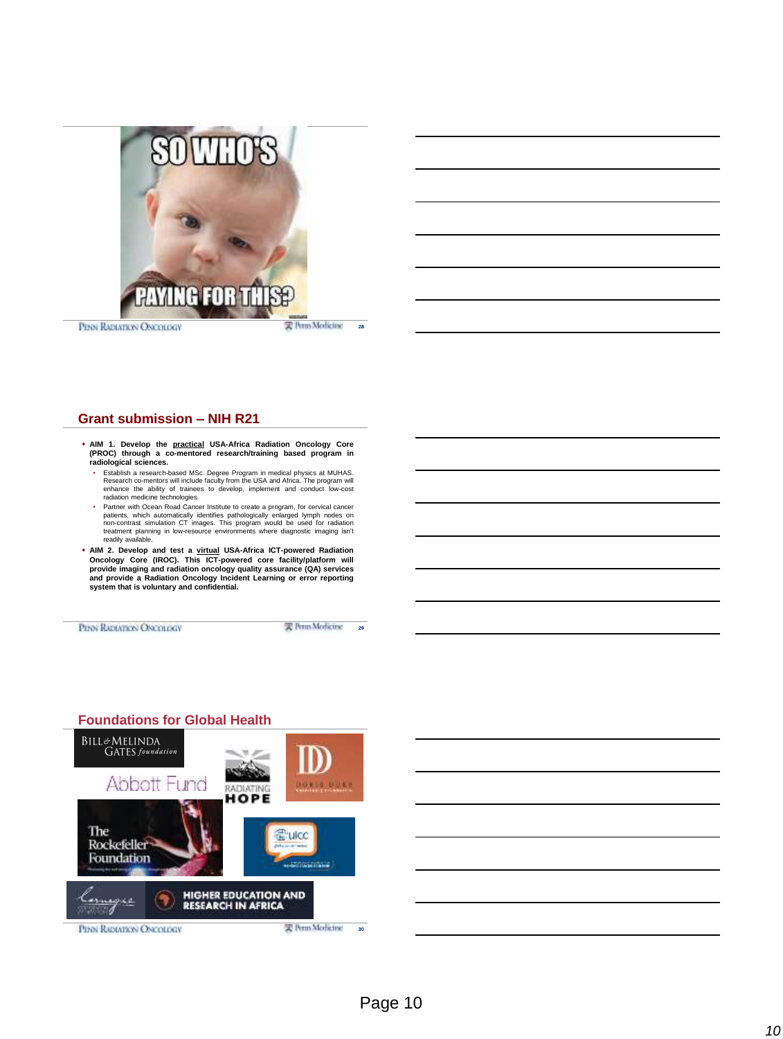SO WHO'S PAYING FOR THIS?

## Grant submission – NIH R21

- **AIM 1. Develop the practical USA-Africa Radiation Oncology Core (PROC) through a co-mentored research/training based program in radiological sciences.**
  - Establish a research-based MSc. Degree Program in medical physics at MUHAS. Research co-mentors will include faculty from the USA and Africa. The program will enhance the ability of trainees to develop, implement and conduct low-cost radiation medicine technologies.
  - Partner with Ocean Road Cancer Institute to create a program, for cervical cancer patients, which automatically identifies pathologically enlarged lymph nodes on non-contrast simulation CT images. This program would be used for radiation treatment planning in low-resource environments where diagnostic imaging isn't readily available.
- **AIM 2. Develop and test a virtual USA-Africa ICT-powered Radiation Oncology Core (IROC). This ICT-powered core facility/platform will provide imaging and radiation oncology quality assurance (QA) services and provide a Radiation Oncology Incident Learning or error reporting system that is voluntary and confidential.**

## Foundations for Global Health

Bill & Melinda Gates foundation

Abbott Fund

Radiating Hope

Doris Duke Charitable Foundation

The Rockefeller Foundation

UICC

Carnegie Corporation of New York

Higher Education and Research in Africa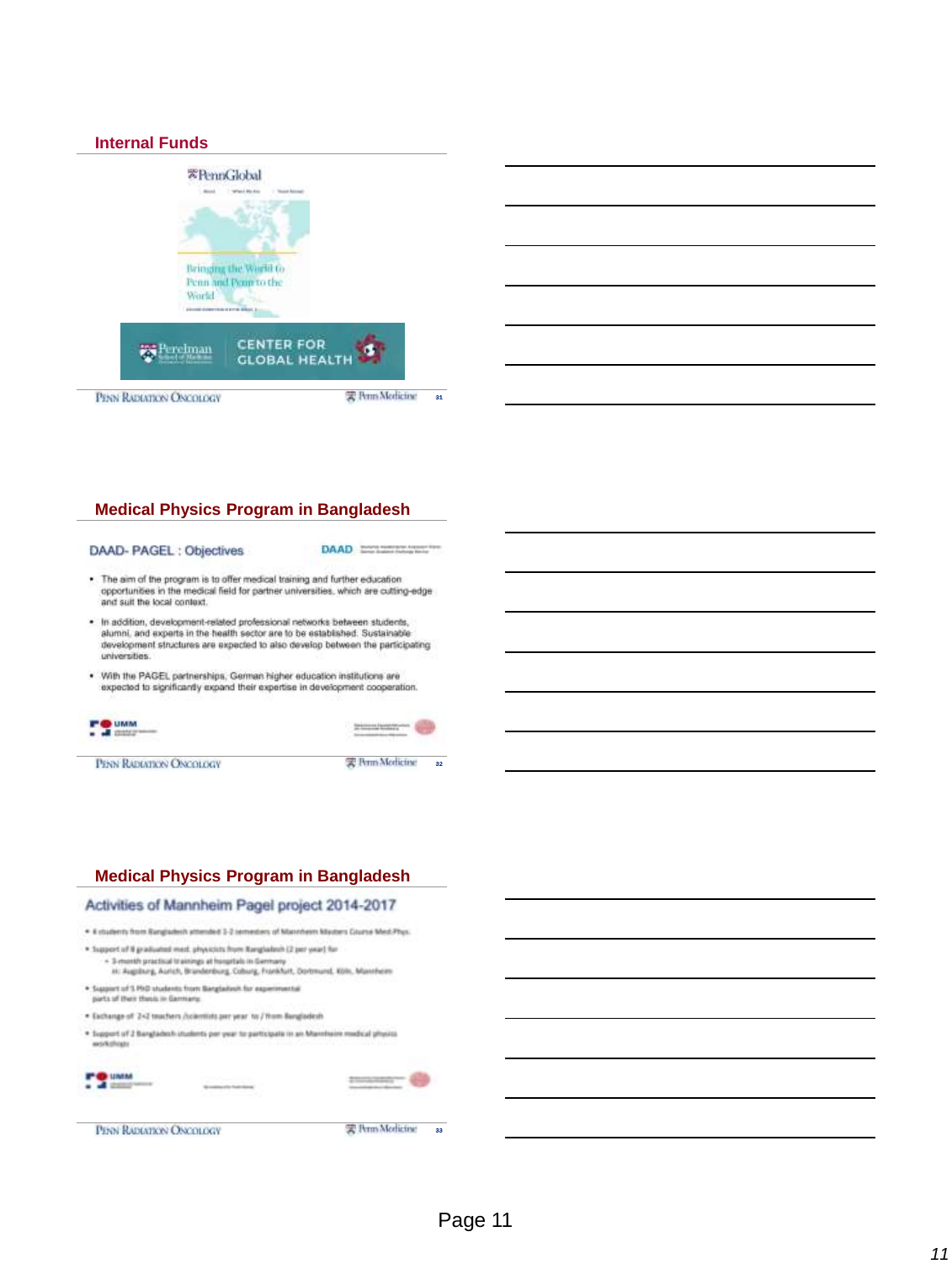## Internal Funds

PennGlobal

Bringing the World to Penn and Penn to the World

Perelman School of Medicine — CENTER FOR GLOBAL HEALTH

## Medical Physics Program in Bangladesh

### DAAD- PAGEL : Objectives

DAAD

- The aim of the program is to offer medical training and further education opportunities in the medical field for partner universities, which are cutting-edge and suit the local context.
- In addition, development-related professional networks between students, alumni, and experts in the health sector are to be established. Sustainable development structures are expected to also develop between the participating universities.
- With the PAGEL partnerships, German higher education institutions are expected to significantly expand their expertise in development cooperation.

UMM

## Medical Physics Program in Bangladesh

### Activities of Mannheim Pagel project 2014-2017

- 4 students from Bangladesh attended 1-2 semesters of Mannheim Masters Course Med.Phys.
- Support of 8 graduated med. physicists from Bangladesh (2 per year) for
  - 3-month practical trainings at hospitals in Germany in: Augsburg, Aurich, Brandenburg, Coburg, Frankfurt, Dortmund, Köln, Mannheim
- Support of 5 PhD students from Bangladesh for experimental parts of their thesis in Germany
- Exchange of 2+2 teachers /scientists per year to / from Bangladesh
- Support of 2 Bangladesh students per year to participate in an Mannheim medical physics workshops

UMM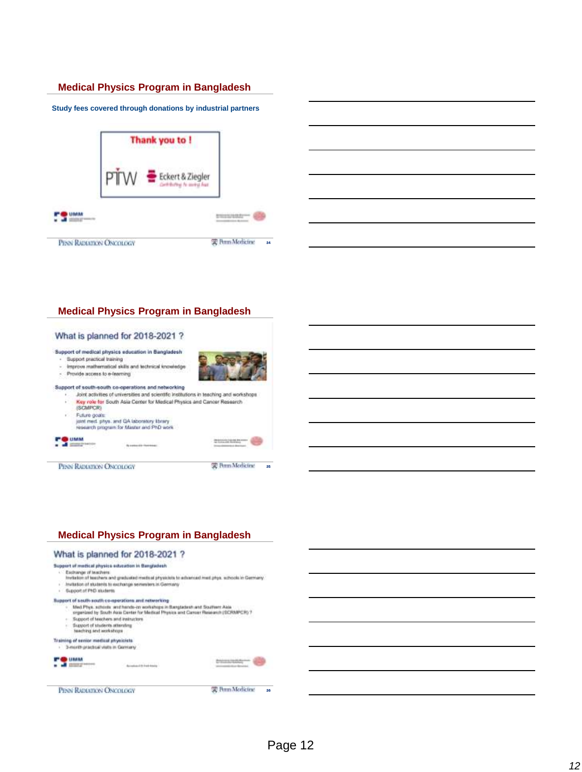## Medical Physics Program in Bangladesh

Study fees covered through donations by industrial partners

Thank you to !

PTW Eckert & Ziegler

## Medical Physics Program in Bangladesh

### What is planned for 2018-2021 ?

**Support of medical physics education in Bangladesh**

- Support practical training
- Improve mathematical skills and technical knowledge
- Provide access to e-learning

**Support of south-south co-operations and networking**

- Joint activities of universities and scientific institutions in teaching and workshops
- Key role for South Asia Center for Medical Physics and Cancer Research (SCMPCR)
- Future goals:
  joint med. phys. and QA laboratory library
  research program for Master and PhD work

## Medical Physics Program in Bangladesh

### What is planned for 2018-2021 ?

**Support of medical physics education in Bangladesh**

- Exchange of teachers
  Invitation of teachers and graduated medical physicists to advanced med.phys. schools in Germany
- Invitation of students to exchange semesters in Germany
- Support of PhD students

**Support of south-south co-operations and networking**

- Med Phys. schools and hands-on workshops in Bangladesh and Southern Asia organized by South Asia Center for Medical Physics and Cancer Research (SCMPCR) ?
- Support of teachers and instructors
- Support of students attending teaching and workshops

**Training of senior medical physicists**

- 3-month practical visits in Germany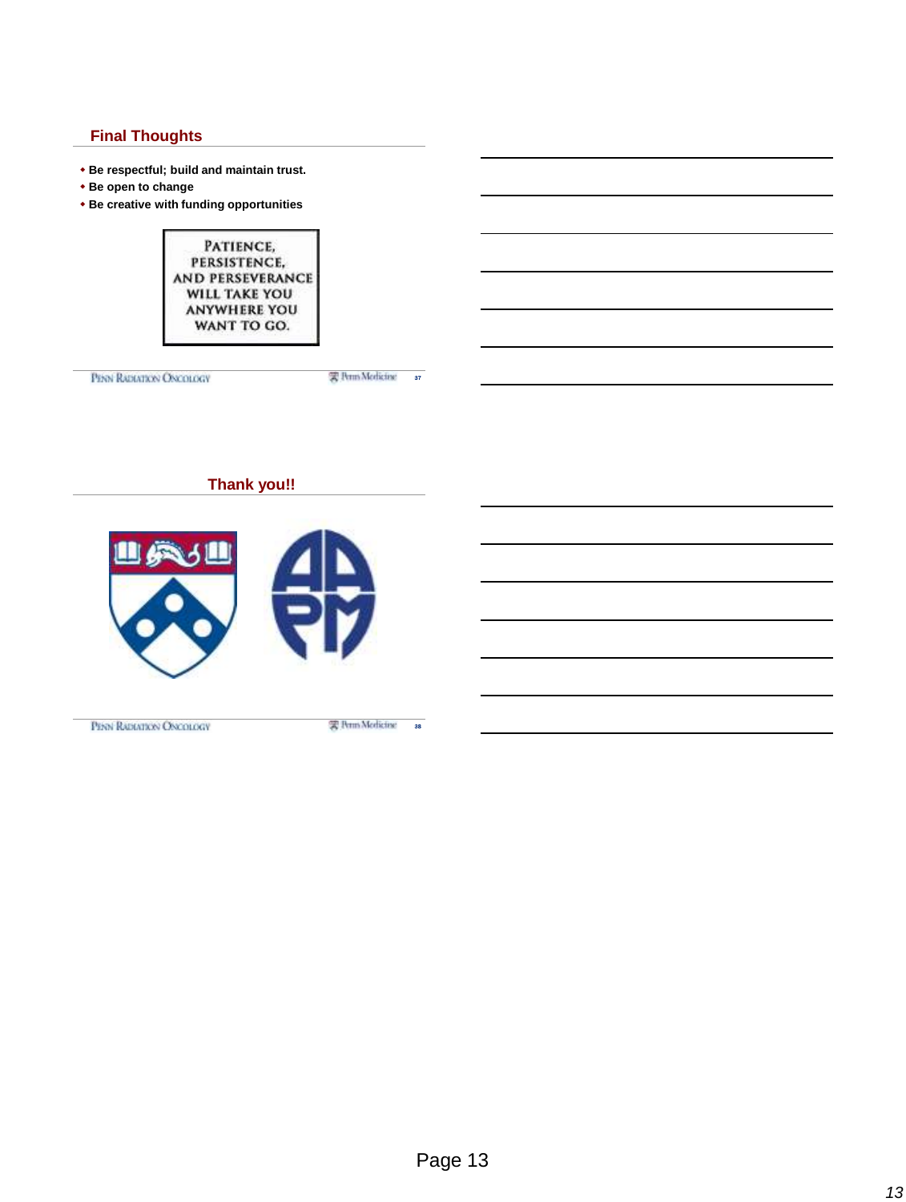## Final Thoughts

- Be respectful; build and maintain trust.
- Be open to change
- Be creative with funding opportunities

PATIENCE, PERSISTENCE, AND PERSEVERANCE WILL TAKE YOU ANYWHERE YOU WANT TO GO.

## Thank you!!